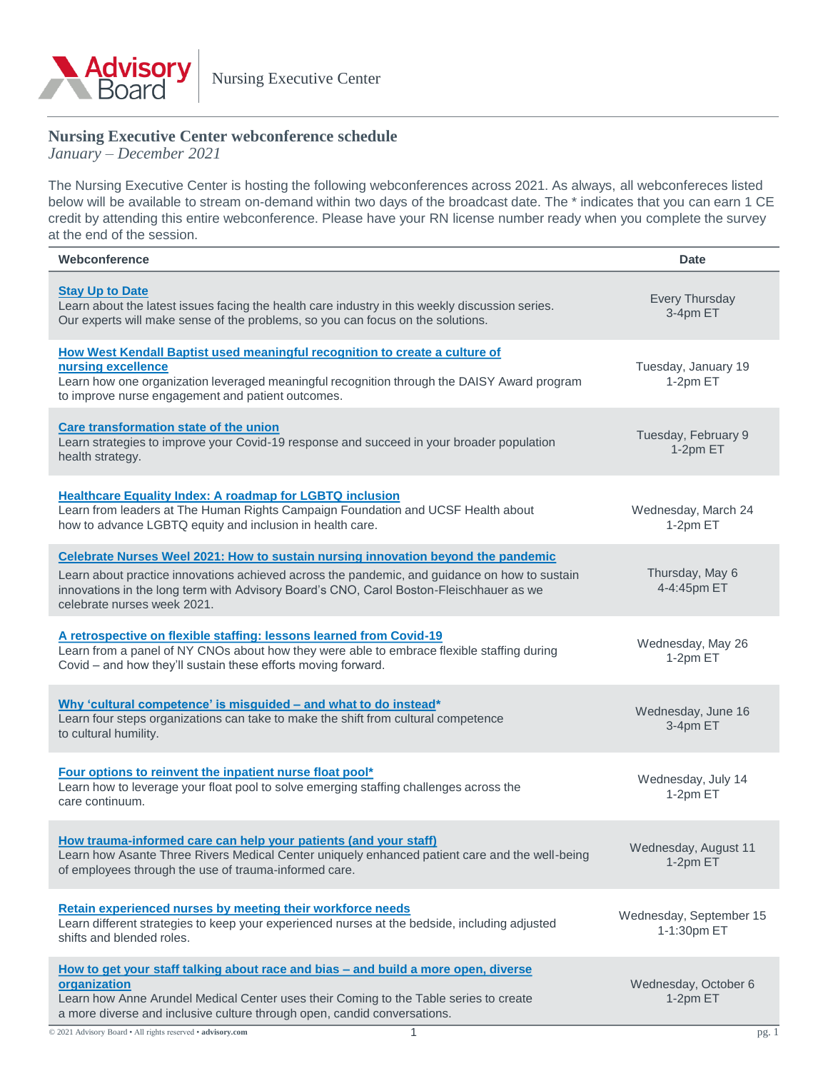Advisory Board | Nursing Executive Center

## Nursing Executive Center webconference schedule

*January – December 2021*

The Nursing Executive Center is hosting the following webconferences across 2021. As always, all webconfereces listed below will be available to stream on-demand within two days of the broadcast date. The * indicates that you can earn 1 CE credit by attending this entire webconference. Please have your RN license number ready when you complete the survey at the end of the session.

| Webconference | Date |
|---|---|
| **Stay Up to Date**<br>Learn about the latest issues facing the health care industry in this weekly discussion series. Our experts will make sense of the problems, so you can focus on the solutions. | Every Thursday<br>3-4pm ET |
| **How West Kendall Baptist used meaningful recognition to create a culture of nursing excellence**<br>Learn how one organization leveraged meaningful recognition through the DAISY Award program to improve nurse engagement and patient outcomes. | Tuesday, January 19<br>1-2pm ET |
| **Care transformation state of the union**<br>Learn strategies to improve your Covid-19 response and succeed in your broader population health strategy. | Tuesday, February 9<br>1-2pm ET |
| **Healthcare Equality Index: A roadmap for LGBTQ inclusion**<br>Learn from leaders at The Human Rights Campaign Foundation and UCSF Health about how to advance LGBTQ equity and inclusion in health care. | Wednesday, March 24<br>1-2pm ET |
| **Celebrate Nurses Weel 2021: How to sustain nursing innovation beyond the pandemic**<br>Learn about practice innovations achieved across the pandemic, and guidance on how to sustain innovations in the long term with Advisory Board's CNO, Carol Boston-Fleischhauer as we celebrate nurses week 2021. | Thursday, May 6<br>4-4:45pm ET |
| **A retrospective on flexible staffing: lessons learned from Covid-19**<br>Learn from a panel of NY CNOs about how they were able to embrace flexible staffing during Covid – and how they'll sustain these efforts moving forward. | Wednesday, May 26<br>1-2pm ET |
| **Why 'cultural competence' is misguided – and what to do instead***<br>Learn four steps organizations can take to make the shift from cultural competence to cultural humility. | Wednesday, June 16<br>3-4pm ET |
| **Four options to reinvent the inpatient nurse float pool***<br>Learn how to leverage your float pool to solve emerging staffing challenges across the care continuum. | Wednesday, July 14<br>1-2pm ET |
| **How trauma-informed care can help your patients (and your staff)**<br>Learn how Asante Three Rivers Medical Center uniquely enhanced patient care and the well-being of employees through the use of trauma-informed care. | Wednesday, August 11<br>1-2pm ET |
| **Retain experienced nurses by meeting their workforce needs**<br>Learn different strategies to keep your experienced nurses at the bedside, including adjusted shifts and blended roles. | Wednesday, September 15<br>1-1:30pm ET |
| **How to get your staff talking about race and bias – and build a more open, diverse organization**<br>Learn how Anne Arundel Medical Center uses their Coming to the Table series to create a more diverse and inclusive culture through open, candid conversations. | Wednesday, October 6<br>1-2pm ET |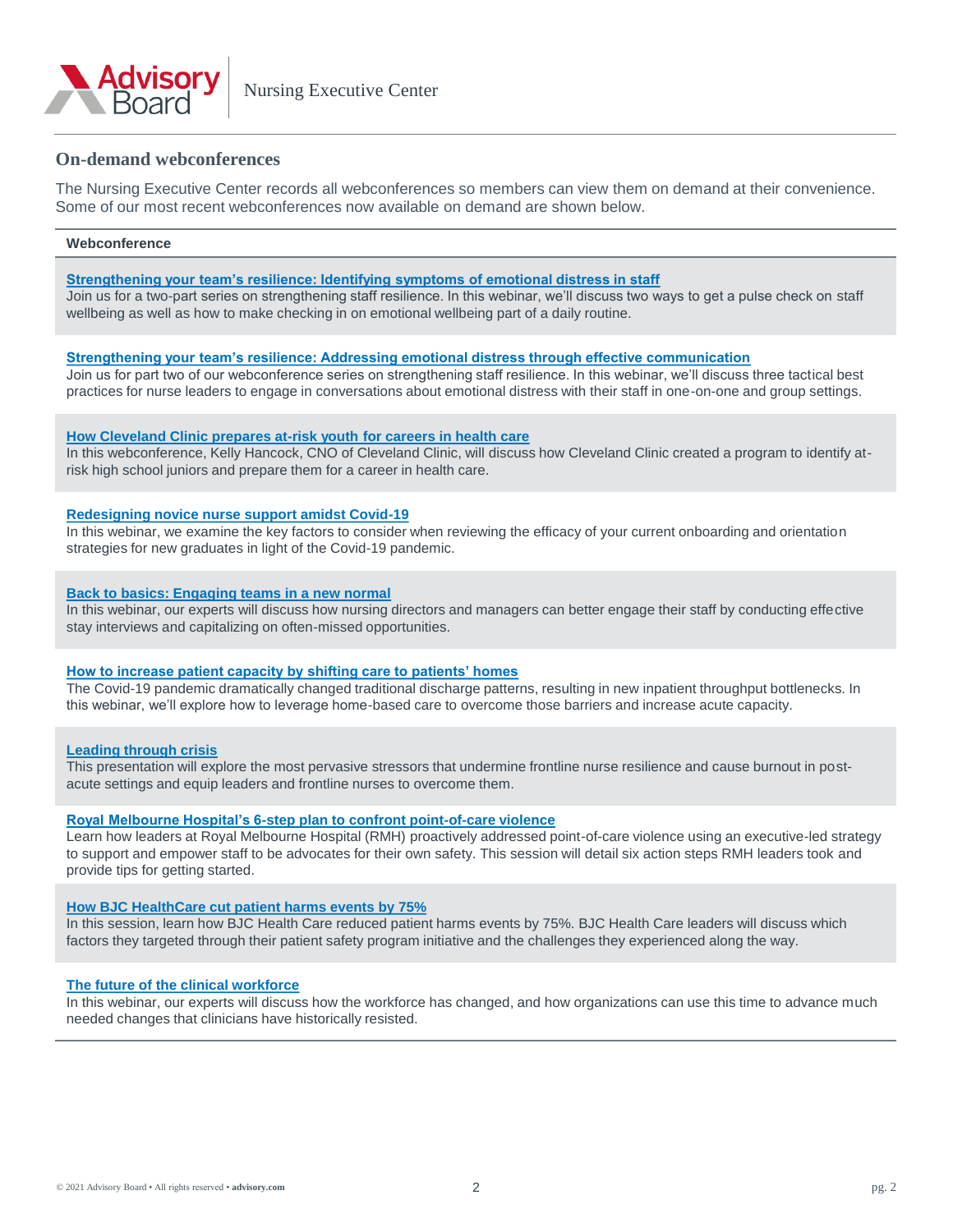## On-demand webconferences

The Nursing Executive Center records all webconferences so members can view them on demand at their convenience. Some of our most recent webconferences now available on demand are shown below.

| Webconference |
|---|
| **Strengthening your team's resilience: Identifying symptoms of emotional distress in staff**<br>Join us for a two-part series on strengthening staff resilience. In this webinar, we'll discuss two ways to get a pulse check on staff wellbeing as well as how to make checking in on emotional wellbeing part of a daily routine. |
| **Strengthening your team's resilience: Addressing emotional distress through effective communication**<br>Join us for part two of our webconference series on strengthening staff resilience. In this webinar, we'll discuss three tactical best practices for nurse leaders to engage in conversations about emotional distress with their staff in one-on-one and group settings. |
| **How Cleveland Clinic prepares at-risk youth for careers in health care**<br>In this webconference, Kelly Hancock, CNO of Cleveland Clinic, will discuss how Cleveland Clinic created a program to identify at-risk high school juniors and prepare them for a career in health care. |
| **Redesigning novice nurse support amidst Covid-19**<br>In this webinar, we examine the key factors to consider when reviewing the efficacy of your current onboarding and orientation strategies for new graduates in light of the Covid-19 pandemic. |
| **Back to basics: Engaging teams in a new normal**<br>In this webinar, our experts will discuss how nursing directors and managers can better engage their staff by conducting effective stay interviews and capitalizing on often-missed opportunities. |
| **How to increase patient capacity by shifting care to patients' homes**<br>The Covid-19 pandemic dramatically changed traditional discharge patterns, resulting in new inpatient throughput bottlenecks. In this webinar, we'll explore how to leverage home-based care to overcome those barriers and increase acute capacity. |
| **Leading through crisis**<br>This presentation will explore the most pervasive stressors that undermine frontline nurse resilience and cause burnout in post-acute settings and equip leaders and frontline nurses to overcome them. |
| **Royal Melbourne Hospital's 6-step plan to confront point-of-care violence**<br>Learn how leaders at Royal Melbourne Hospital (RMH) proactively addressed point-of-care violence using an executive-led strategy to support and empower staff to be advocates for their own safety. This session will detail six action steps RMH leaders took and provide tips for getting started. |
| **How BJC HealthCare cut patient harms events by 75%**<br>In this session, learn how BJC Health Care reduced patient harms events by 75%. BJC Health Care leaders will discuss which factors they targeted through their patient safety program initiative and the challenges they experienced along the way. |
| **The future of the clinical workforce**<br>In this webinar, our experts will discuss how the workforce has changed, and how organizations can use this time to advance much needed changes that clinicians have historically resisted. |